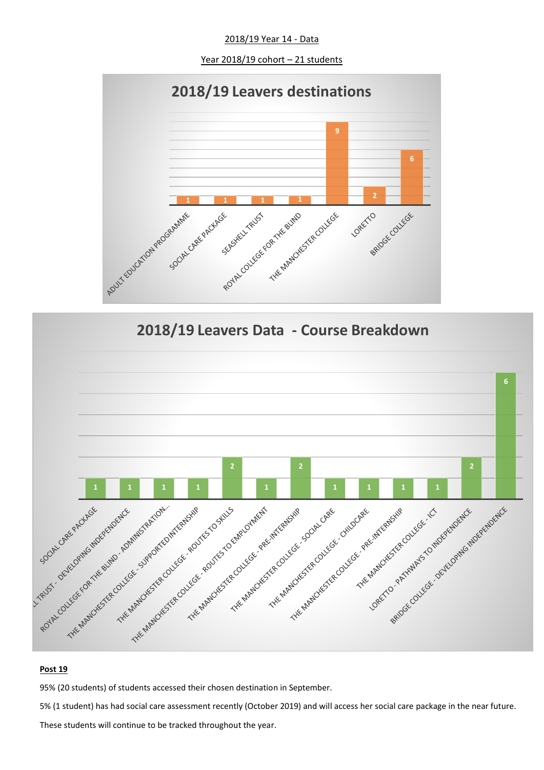2018/19 Year 14 - Data

Year 2018/19 cohort – 21 students

**2018/19 Leavers destinations**

| Destination | Students |
|---|---|
| ADULT EDUCATION PROGRAMME | 1 |
| SOCIAL CARE PACKAGE | 1 |
| SEASHELL TRUST | 1 |
| ROYAL COLLEGE FOR THE BLIND | 1 |
| THE MANCHESTER COLLEGE | 9 |
| LORETTO | 2 |
| BRIDGE COLLEGE | 6 |

**2018/19 Leavers Data - Course Breakdown**

| Course | Students |
|---|---|
| SOCIAL CARE PACKAGE | 1 |
| ...LL TRUST - DEVELOPING INDEPENDENCE | 1 |
| ROYAL COLLEGE FOR THE BLIND - ADMINISTRATION... | 1 |
| THE MANCHESTER COLLEGE - SUPPORTED INTERNSHIP | 1 |
| THE MANCHESTER COLLEGE - ROUTES TO SKILLS | 2 |
| THE MANCHESTER COLLEGE - ROUTES TO EMPLOYMENT | 1 |
| THE MANCHESTER COLLEGE - PRE-INTERNSHIP | 2 |
| THE MANCHESTER COLLEGE - SOCIAL CARE | 1 |
| THE MANCHESTER COLLEGE - CHILDCARE | 1 |
| THE MANCHESTER COLLEGE - PRE-INTERNSHIP | 1 |
| THE MANCHESTER COLLEGE - ICT | 1 |
| LORETTO - PATHWAYS TO INDEPENDENCE | 2 |
| BRIDGE COLLEGE - DEVELOPING INDEPENDENCE | 6 |

**Post 19**

95% (20 students) of students accessed their chosen destination in September.

5% (1 student) has had social care assessment recently (October 2019) and will access her social care package in the near future.

These students will continue to be tracked throughout the year.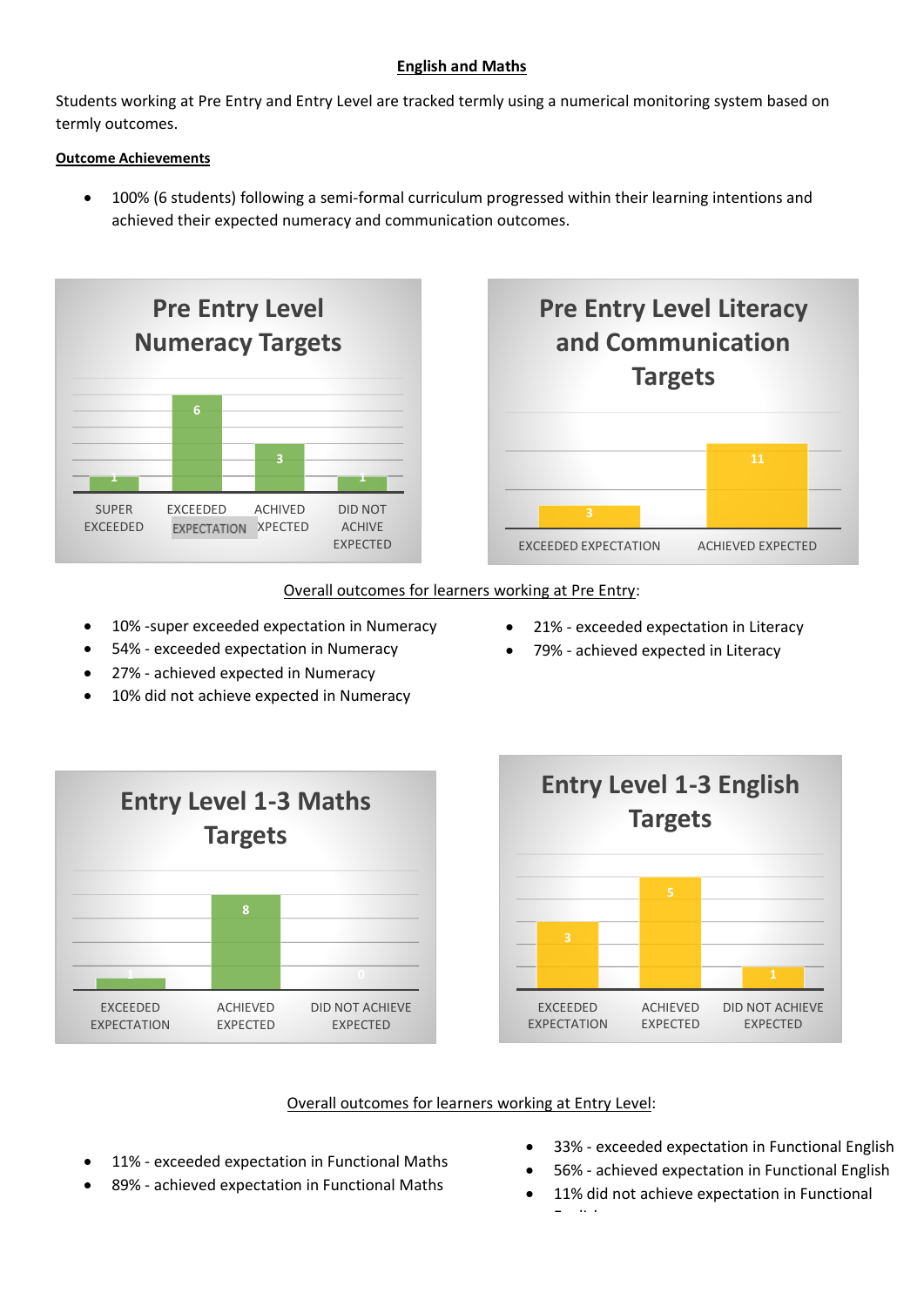**English and Maths**

Students working at Pre Entry and Entry Level are tracked termly using a numerical monitoring system based on termly outcomes.

**Outcome Achievements**

- 100% (6 students) following a semi-formal curriculum progressed within their learning intentions and achieved their expected numeracy and communication outcomes.

**Pre Entry Level Numeracy Targets**

| SUPER EXCEEDED | EXCEEDED EXPECTATION | ACHIVED XPECTED | DID NOT ACHIVE EXPECTED |
|---|---|---|---|
| 1 | 6 | 3 | 1 |

**Pre Entry Level Literacy and Communication Targets**

| EXCEEDED EXPECTATION | ACHIEVED EXPECTED |
|---|---|
| 3 | 11 |

Overall outcomes for learners working at Pre Entry:

- 10% -super exceeded expectation in Numeracy
- 54% - exceeded expectation in Numeracy
- 27% - achieved expected in Numeracy
- 10% did not achieve expected in Numeracy

- 21% - exceeded expectation in Literacy
- 79% - achieved expected in Literacy

**Entry Level 1-3 Maths Targets**

| EXCEEDED EXPECTATION | ACHIEVED EXPECTED | DID NOT ACHIEVE EXPECTED |
|---|---|---|
| 1 | 8 | 0 |

**Entry Level 1-3 English Targets**

| EXCEEDED EXPECTATION | ACHIEVED EXPECTED | DID NOT ACHIEVE EXPECTED |
|---|---|---|
| 3 | 5 | 1 |

Overall outcomes for learners working at Entry Level:

- 11% - exceeded expectation in Functional Maths
- 89% - achieved expectation in Functional Maths

- 33% - exceeded expectation in Functional English
- 56% - achieved expectation in Functional English
- 11% did not achieve expectation in Functional English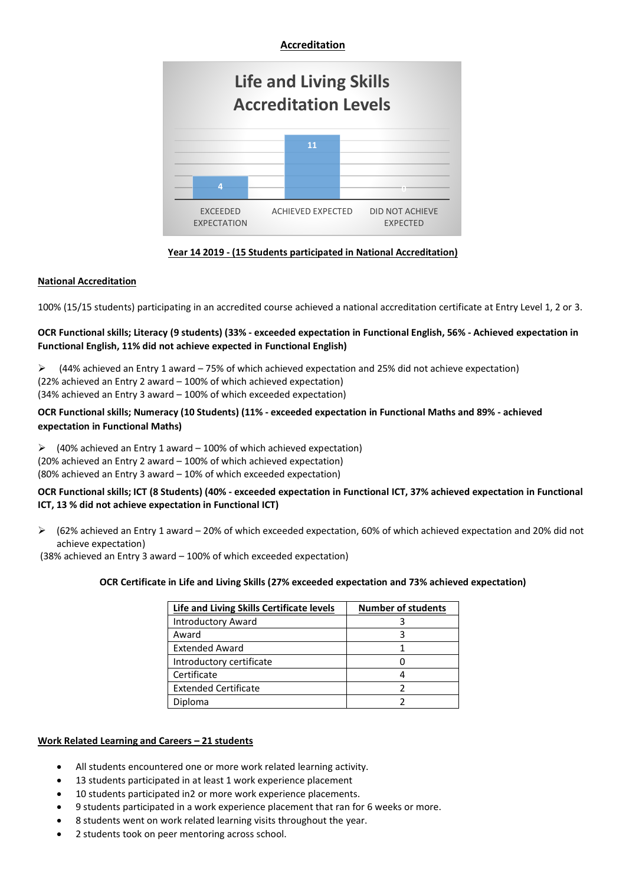## Accreditation

Life and Living Skills Accreditation Levels

4

11

0

EXCEEDED EXPECTATION

ACHIEVED EXPECTED

DID NOT ACHIEVE EXPECTED

**Year 14 2019 - (15 Students participated in National Accreditation)**

### National Accreditation

100% (15/15 students) participating in an accredited course achieved a national accreditation certificate at Entry Level 1, 2 or 3.

**OCR Functional skills; Literacy (9 students) (33% - exceeded expectation in Functional English, 56% - Achieved expectation in Functional English, 11% did not achieve expected in Functional English)**

- (44% achieved an Entry 1 award – 75% of which achieved expectation and 25% did not achieve expectation)

(22% achieved an Entry 2 award – 100% of which achieved expectation)
(34% achieved an Entry 3 award – 100% of which exceeded expectation)

**OCR Functional skills; Numeracy (10 Students) (11% - exceeded expectation in Functional Maths and 89% - achieved expectation in Functional Maths)**

- (40% achieved an Entry 1 award – 100% of which achieved expectation)

(20% achieved an Entry 2 award – 100% of which achieved expectation)
(80% achieved an Entry 3 award – 10% of which exceeded expectation)

**OCR Functional skills; ICT (8 Students) (40% - exceeded expectation in Functional ICT, 37% achieved expectation in Functional ICT, 13 % did not achieve expectation in Functional ICT)**

- (62% achieved an Entry 1 award – 20% of which exceeded expectation, 60% of which achieved expectation and 20% did not achieve expectation)

(38% achieved an Entry 3 award – 100% of which exceeded expectation)

**OCR Certificate in Life and Living Skills (27% exceeded expectation and 73% achieved expectation)**

| Life and Living Skills Certificate levels | Number of students |
|---|---|
| Introductory Award | 3 |
| Award | 3 |
| Extended Award | 1 |
| Introductory certificate | 0 |
| Certificate | 4 |
| Extended Certificate | 2 |
| Diploma | 2 |

### Work Related Learning and Careers – 21 students

- All students encountered one or more work related learning activity.
- 13 students participated in at least 1 work experience placement
- 10 students participated in2 or more work experience placements.
- 9 students participated in a work experience placement that ran for 6 weeks or more.
- 8 students went on work related learning visits throughout the year.
- 2 students took on peer mentoring across school.